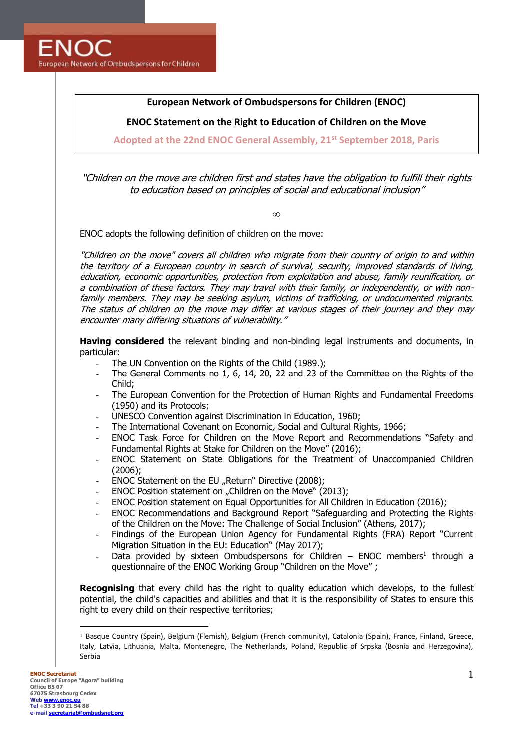ENOC
European Network of Ombudspersons for Children

# European Network of Ombudspersons for Children (ENOC)

## ENOC Statement on the Right to Education of Children on the Move

**Adopted at the 22nd ENOC General Assembly, 21st September 2018, Paris**

*"Children on the move are children first and states have the obligation to fulfill their rights to education based on principles of social and educational inclusion"*

∞

ENOC adopts the following definition of children on the move:

*"Children on the move" covers all children who migrate from their country of origin to and within the territory of a European country in search of survival, security, improved standards of living, education, economic opportunities, protection from exploitation and abuse, family reunification, or a combination of these factors. They may travel with their family, or independently, or with non-family members. They may be seeking asylum, victims of trafficking, or undocumented migrants. The status of children on the move may differ at various stages of their journey and they may encounter many differing situations of vulnerability."*

**Having considered** the relevant binding and non-binding legal instruments and documents, in particular:

- The UN Convention on the Rights of the Child (1989.);
- The General Comments no 1, 6, 14, 20, 22 and 23 of the Committee on the Rights of the Child;
- The European Convention for the Protection of Human Rights and Fundamental Freedoms (1950) and its Protocols;
- UNESCO Convention against Discrimination in Education, 1960;
- The International Covenant on Economic, Social and Cultural Rights, 1966;
- ENOC Task Force for Children on the Move Report and Recommendations "Safety and Fundamental Rights at Stake for Children on the Move" (2016);
- ENOC Statement on State Obligations for the Treatment of Unaccompanied Children (2006);
- ENOC Statement on the EU „Return" Directive (2008);
- ENOC Position statement on „Children on the Move" (2013);
- ENOC Position statement on Equal Opportunities for All Children in Education (2016);
- ENOC Recommendations and Background Report "Safeguarding and Protecting the Rights of the Children on the Move: The Challenge of Social Inclusion" (Athens, 2017);
- Findings of the European Union Agency for Fundamental Rights (FRA) Report "Current Migration Situation in the EU: Education" (May 2017);
- Data provided by sixteen Ombudspersons for Children – ENOC members[1] through a questionnaire of the ENOC Working Group "Children on the Move" ;

**Recognising** that every child has the right to quality education which develops, to the fullest potential, the child's capacities and abilities and that it is the responsibility of States to ensure this right to every child on their respective territories;

---

[1] Basque Country (Spain), Belgium (Flemish), Belgium (French community), Catalonia (Spain), France, Finland, Greece, Italy, Latvia, Lithuania, Malta, Montenegro, The Netherlands, Poland, Republic of Srpska (Bosnia and Herzegovina), Serbia

**ENOC Secretariat**
Council of Europe "Agora" building
Office B5 07
67075 Strasbourg Cedex
Web www.enoc.eu
Tel +33 3 90 21 54 88
e-mail secretariat@ombudsnet.org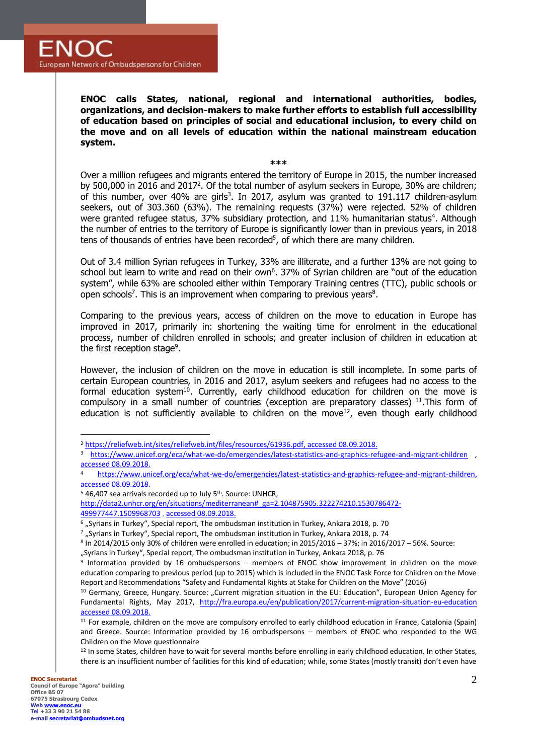**ENOC calls States, national, regional and international authorities, bodies, organizations, and decision-makers to make further efforts to establish full accessibility of education based on principles of social and educational inclusion, to every child on the move and on all levels of education within the national mainstream education system.**

***

Over a million refugees and migrants entered the territory of Europe in 2015, the number increased by 500,000 in 2016 and 2017[2]. Of the total number of asylum seekers in Europe, 30% are children; of this number, over 40% are girls[3]. In 2017, asylum was granted to 191.117 children-asylum seekers, out of 303.360 (63%). The remaining requests (37%) were rejected. 52% of children were granted refugee status, 37% subsidiary protection, and 11% humanitarian status[4]. Although the number of entries to the territory of Europe is significantly lower than in previous years, in 2018 tens of thousands of entries have been recorded[5], of which there are many children.

Out of 3.4 million Syrian refugees in Turkey, 33% are illiterate, and a further 13% are not going to school but learn to write and read on their own[6]. 37% of Syrian children are "out of the education system", while 63% are schooled either within Temporary Training centres (TTC), public schools or open schools[7]. This is an improvement when comparing to previous years[8].

Comparing to the previous years, access of children on the move to education in Europe has improved in 2017, primarily in: shortening the waiting time for enrolment in the educational process, number of children enrolled in schools; and greater inclusion of children in education at the first reception stage[9].

However, the inclusion of children on the move in education is still incomplete. In some parts of certain European countries, in 2016 and 2017, asylum seekers and refugees had no access to the formal education system[10]. Currently, early childhood education for children on the move is compulsory in a small number of countries (exception are preparatory classes) [11].This form of education is not sufficiently available to children on the move[12], even though early childhood

---

[2] https://reliefweb.int/sites/reliefweb.int/files/resources/61936.pdf, accessed 08.09.2018.

[3] https://www.unicef.org/eca/what-we-do/emergencies/latest-statistics-and-graphics-refugee-and-migrant-children , accessed 08.09.2018.

[4] https://www.unicef.org/eca/what-we-do/emergencies/latest-statistics-and-graphics-refugee-and-migrant-children, accessed 08.09.2018.

[5] 46,407 sea arrivals recorded up to July 5th. Source: UNHCR, http://data2.unhcr.org/en/situations/mediterranean#_ga=2.104875905.322274210.1530786472-499977447.1509968703 , accessed 08.09.2018.

[6] „Syrians in Turkey", Special report, The ombudsman institution in Turkey, Ankara 2018, p. 70

[7] „Syrians in Turkey", Special report, The ombudsman institution in Turkey, Ankara 2018, p. 74

[8] In 2014/2015 only 30% of children were enrolled in education; in 2015/2016 – 37%; in 2016/2017 – 56%. Source: „Syrians in Turkey", Special report, The ombudsman institution in Turkey, Ankara 2018, p. 76

[9] Information provided by 16 ombudspersons – members of ENOC show improvement in children on the move education comparing to previous period (up to 2015) which is included in the ENOC Task Force for Children on the Move Report and Recommendations "Safety and Fundamental Rights at Stake for Children on the Move" (2016)

[10] Germany, Greece, Hungary. Source: „Current migration situation in the EU: Education", European Union Agency for Fundamental Rights, May 2017, http://fra.europa.eu/en/publication/2017/current-migration-situation-eu-education accessed 08.09.2018.

[11] For example, children on the move are compulsory enrolled to early childhood education in France, Catalonia (Spain) and Greece. Source: Information provided by 16 ombudspersons – members of ENOC who responded to the WG Children on the Move questionnaire

[12] In some States, children have to wait for several months before enrolling in early childhood education. In other States, there is an insufficient number of facilities for this kind of education; while, some States (mostly transit) don't even have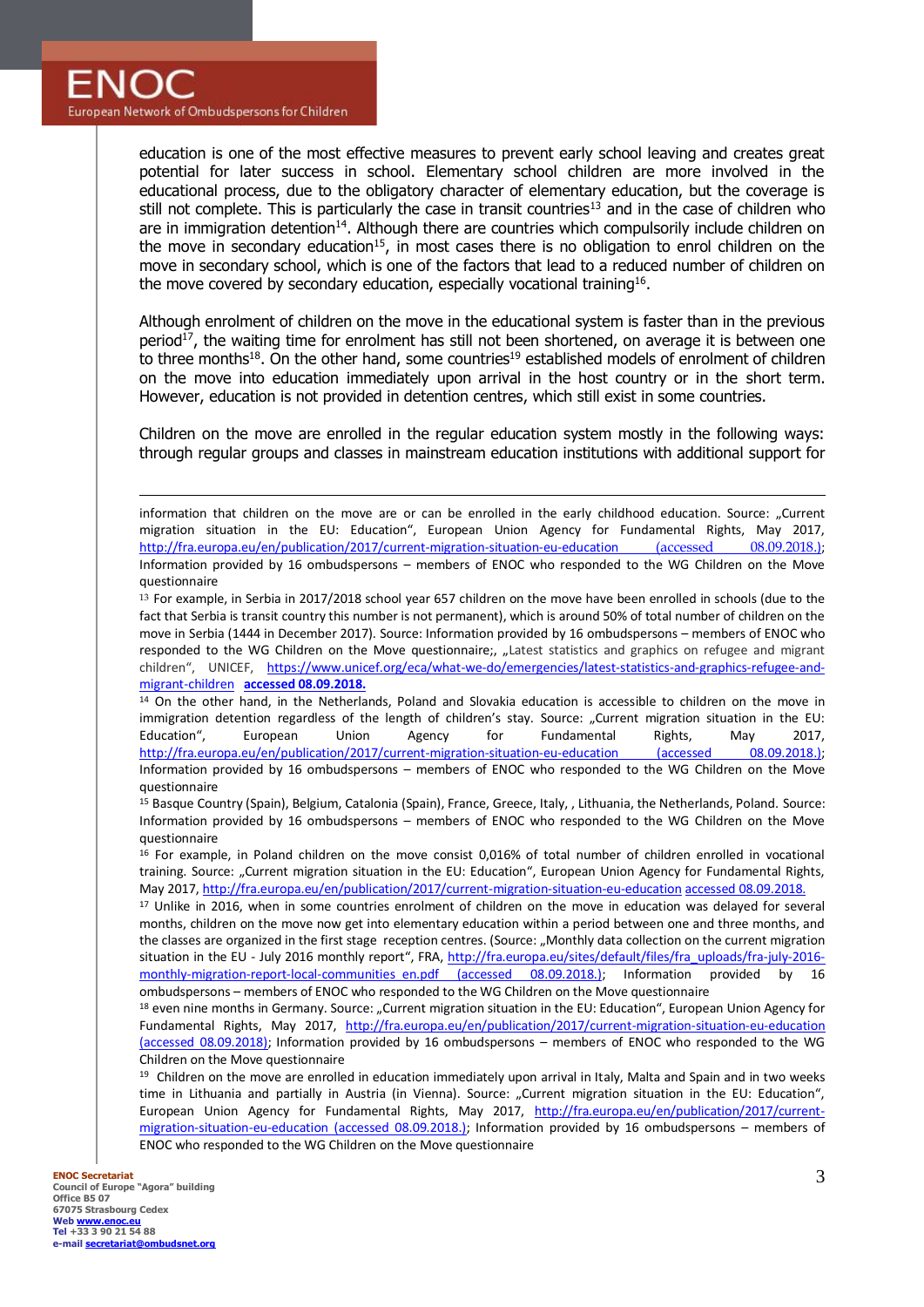education is one of the most effective measures to prevent early school leaving and creates great potential for later success in school. Elementary school children are more involved in the educational process, due to the obligatory character of elementary education, but the coverage is still not complete. This is particularly the case in transit countries[13] and in the case of children who are in immigration detention[14]. Although there are countries which compulsorily include children on the move in secondary education[15], in most cases there is no obligation to enrol children on the move in secondary school, which is one of the factors that lead to a reduced number of children on the move covered by secondary education, especially vocational training[16].

Although enrolment of children on the move in the educational system is faster than in the previous period[17], the waiting time for enrolment has still not been shortened, on average it is between one to three months[18]. On the other hand, some countries[19] established models of enrolment of children on the move into education immediately upon arrival in the host country or in the short term. However, education is not provided in detention centres, which still exist in some countries.

Children on the move are enrolled in the regular education system mostly in the following ways: through regular groups and classes in mainstream education institutions with additional support for

---

information that children on the move are or can be enrolled in the early childhood education. Source: „Current migration situation in the EU: Education", European Union Agency for Fundamental Rights, May 2017, http://fra.europa.eu/en/publication/2017/current-migration-situation-eu-education (accessed 08.09.2018.); Information provided by 16 ombudspersons – members of ENOC who responded to the WG Children on the Move questionnaire

[13] For example, in Serbia in 2017/2018 school year 657 children on the move have been enrolled in schools (due to the fact that Serbia is transit country this number is not permanent), which is around 50% of total number of children on the move in Serbia (1444 in December 2017). Source: Information provided by 16 ombudspersons – members of ENOC who responded to the WG Children on the Move questionnaire;, „Latest statistics and graphics on refugee and migrant children", UNICEF, https://www.unicef.org/eca/what-we-do/emergencies/latest-statistics-and-graphics-refugee-and-migrant-children **accessed 08.09.2018.**

[14] On the other hand, in the Netherlands, Poland and Slovakia education is accessible to children on the move in immigration detention regardless of the length of children's stay. Source: „Current migration situation in the EU: Education", European Union Agency for Fundamental Rights, May 2017, http://fra.europa.eu/en/publication/2017/current-migration-situation-eu-education (accessed 08.09.2018.); Information provided by 16 ombudspersons – members of ENOC who responded to the WG Children on the Move questionnaire

[15] Basque Country (Spain), Belgium, Catalonia (Spain), France, Greece, Italy, , Lithuania, the Netherlands, Poland. Source: Information provided by 16 ombudspersons – members of ENOC who responded to the WG Children on the Move questionnaire

[16] For example, in Poland children on the move consist 0,016% of total number of children enrolled in vocational training. Source: „Current migration situation in the EU: Education", European Union Agency for Fundamental Rights, May 2017, http://fra.europa.eu/en/publication/2017/current-migration-situation-eu-education accessed 08.09.2018.

[17] Unlike in 2016, when in some countries enrolment of children on the move in education was delayed for several months, children on the move now get into elementary education within a period between one and three months, and the classes are organized in the first stage reception centres. (Source: „Monthly data collection on the current migration situation in the EU - July 2016 monthly report", FRA, http://fra.europa.eu/sites/default/files/fra_uploads/fra-july-2016-monthly-migration-report-local-communities_en.pdf (accessed 08.09.2018.); Information provided by 16 ombudspersons – members of ENOC who responded to the WG Children on the Move questionnaire

[18] even nine months in Germany. Source: „Current migration situation in the EU: Education", European Union Agency for Fundamental Rights, May 2017, http://fra.europa.eu/en/publication/2017/current-migration-situation-eu-education (accessed 08.09.2018); Information provided by 16 ombudspersons – members of ENOC who responded to the WG Children on the Move questionnaire

[19] Children on the move are enrolled in education immediately upon arrival in Italy, Malta and Spain and in two weeks time in Lithuania and partially in Austria (in Vienna). Source: „Current migration situation in the EU: Education", European Union Agency for Fundamental Rights, May 2017, http://fra.europa.eu/en/publication/2017/current-migration-situation-eu-education (accessed 08.09.2018.); Information provided by 16 ombudspersons – members of ENOC who responded to the WG Children on the Move questionnaire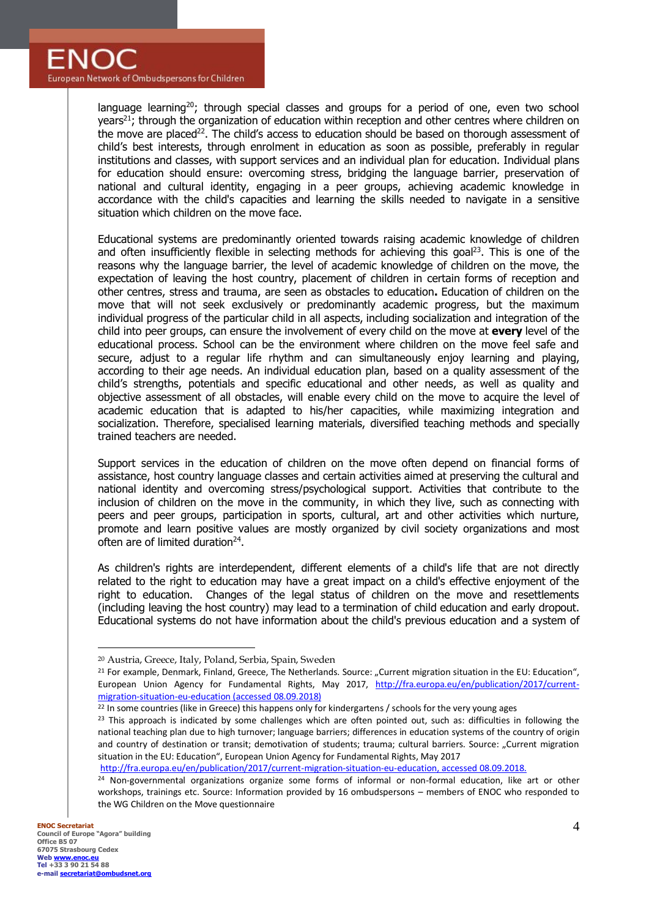language learning[20]; through special classes and groups for a period of one, even two school years[21]; through the organization of education within reception and other centres where children on the move are placed[22]. The child's access to education should be based on thorough assessment of child's best interests, through enrolment in education as soon as possible, preferably in regular institutions and classes, with support services and an individual plan for education. Individual plans for education should ensure: overcoming stress, bridging the language barrier, preservation of national and cultural identity, engaging in a peer groups, achieving academic knowledge in accordance with the child's capacities and learning the skills needed to navigate in a sensitive situation which children on the move face.

Educational systems are predominantly oriented towards raising academic knowledge of children and often insufficiently flexible in selecting methods for achieving this goal[23]. This is one of the reasons why the language barrier, the level of academic knowledge of children on the move, the expectation of leaving the host country, placement of children in certain forms of reception and other centres, stress and trauma, are seen as obstacles to education**.** Education of children on the move that will not seek exclusively or predominantly academic progress, but the maximum individual progress of the particular child in all aspects, including socialization and integration of the child into peer groups, can ensure the involvement of every child on the move at **every** level of the educational process. School can be the environment where children on the move feel safe and secure, adjust to a regular life rhythm and can simultaneously enjoy learning and playing, according to their age needs. An individual education plan, based on a quality assessment of the child's strengths, potentials and specific educational and other needs, as well as quality and objective assessment of all obstacles, will enable every child on the move to acquire the level of academic education that is adapted to his/her capacities, while maximizing integration and socialization. Therefore, specialised learning materials, diversified teaching methods and specially trained teachers are needed.

Support services in the education of children on the move often depend on financial forms of assistance, host country language classes and certain activities aimed at preserving the cultural and national identity and overcoming stress/psychological support. Activities that contribute to the inclusion of children on the move in the community, in which they live, such as connecting with peers and peer groups, participation in sports, cultural, art and other activities which nurture, promote and learn positive values are mostly organized by civil society organizations and most often are of limited duration[24].

As children's rights are interdependent, different elements of a child's life that are not directly related to the right to education may have a great impact on a child's effective enjoyment of the right to education. Changes of the legal status of children on the move and resettlements (including leaving the host country) may lead to a termination of child education and early dropout. Educational systems do not have information about the child's previous education and a system of

---

[20] Austria, Greece, Italy, Poland, Serbia, Spain, Sweden

[21] For example, Denmark, Finland, Greece, The Netherlands. Source: „Current migration situation in the EU: Education", European Union Agency for Fundamental Rights, May 2017, http://fra.europa.eu/en/publication/2017/current-migration-situation-eu-education (accessed 08.09.2018)

[22] In some countries (like in Greece) this happens only for kindergartens / schools for the very young ages

[23] This approach is indicated by some challenges which are often pointed out, such as: difficulties in following the national teaching plan due to high turnover; language barriers; differences in education systems of the country of origin and country of destination or transit; demotivation of students; trauma; cultural barriers. Source: „Current migration situation in the EU: Education", European Union Agency for Fundamental Rights, May 2017 http://fra.europa.eu/en/publication/2017/current-migration-situation-eu-education, accessed 08.09.2018.

[24] Non-governmental organizations organize some forms of informal or non-formal education, like art or other workshops, trainings etc. Source: Information provided by 16 ombudspersons – members of ENOC who responded to the WG Children on the Move questionnaire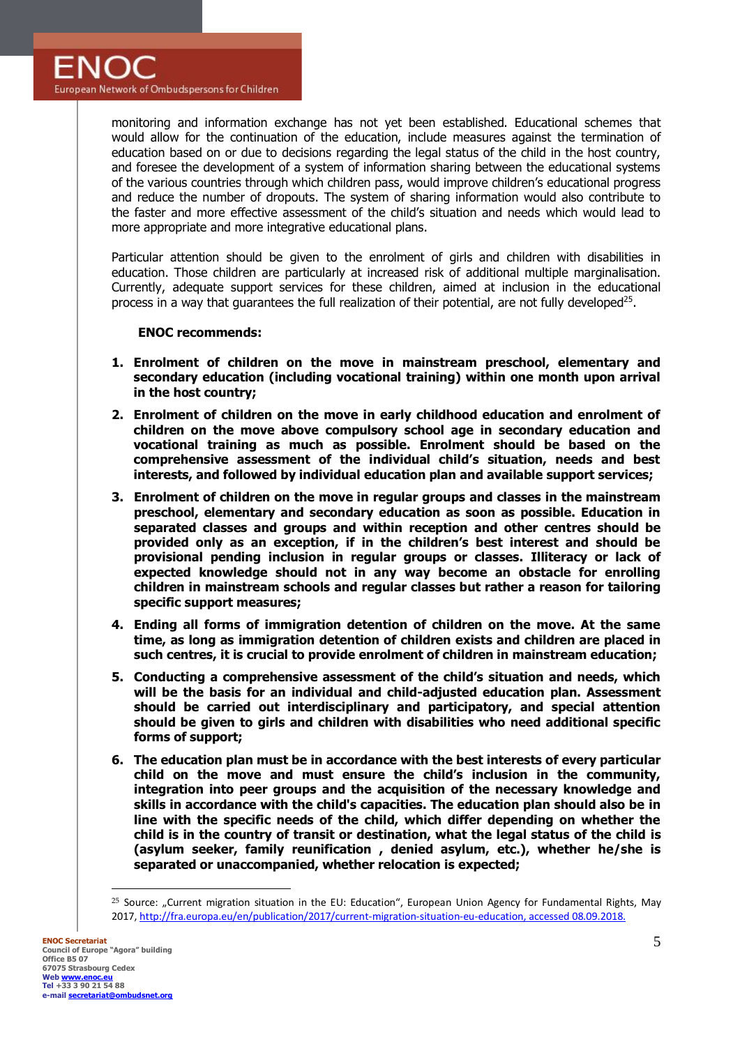monitoring and information exchange has not yet been established. Educational schemes that would allow for the continuation of the education, include measures against the termination of education based on or due to decisions regarding the legal status of the child in the host country, and foresee the development of a system of information sharing between the educational systems of the various countries through which children pass, would improve children's educational progress and reduce the number of dropouts. The system of sharing information would also contribute to the faster and more effective assessment of the child's situation and needs which would lead to more appropriate and more integrative educational plans.

Particular attention should be given to the enrolment of girls and children with disabilities in education. Those children are particularly at increased risk of additional multiple marginalisation. Currently, adequate support services for these children, aimed at inclusion in the educational process in a way that guarantees the full realization of their potential, are not fully developed[25].

**ENOC recommends:**

1. **Enrolment of children on the move in mainstream preschool, elementary and secondary education (including vocational training) within one month upon arrival in the host country;**
2. **Enrolment of children on the move in early childhood education and enrolment of children on the move above compulsory school age in secondary education and vocational training as much as possible. Enrolment should be based on the comprehensive assessment of the individual child's situation, needs and best interests, and followed by individual education plan and available support services;**
3. **Enrolment of children on the move in regular groups and classes in the mainstream preschool, elementary and secondary education as soon as possible. Education in separated classes and groups and within reception and other centres should be provided only as an exception, if in the children's best interest and should be provisional pending inclusion in regular groups or classes. Illiteracy or lack of expected knowledge should not in any way become an obstacle for enrolling children in mainstream schools and regular classes but rather a reason for tailoring specific support measures;**
4. **Ending all forms of immigration detention of children on the move. At the same time, as long as immigration detention of children exists and children are placed in such centres, it is crucial to provide enrolment of children in mainstream education;**
5. **Conducting a comprehensive assessment of the child's situation and needs, which will be the basis for an individual and child-adjusted education plan. Assessment should be carried out interdisciplinary and participatory, and special attention should be given to girls and children with disabilities who need additional specific forms of support;**
6. **The education plan must be in accordance with the best interests of every particular child on the move and must ensure the child's inclusion in the community, integration into peer groups and the acquisition of the necessary knowledge and skills in accordance with the child's capacities. The education plan should also be in line with the specific needs of the child, which differ depending on whether the child is in the country of transit or destination, what the legal status of the child is (asylum seeker, family reunification , denied asylum, etc.), whether he/she is separated or unaccompanied, whether relocation is expected;**

---

[25] Source: „Current migration situation in the EU: Education", European Union Agency for Fundamental Rights, May 2017, http://fra.europa.eu/en/publication/2017/current-migration-situation-eu-education, accessed 08.09.2018.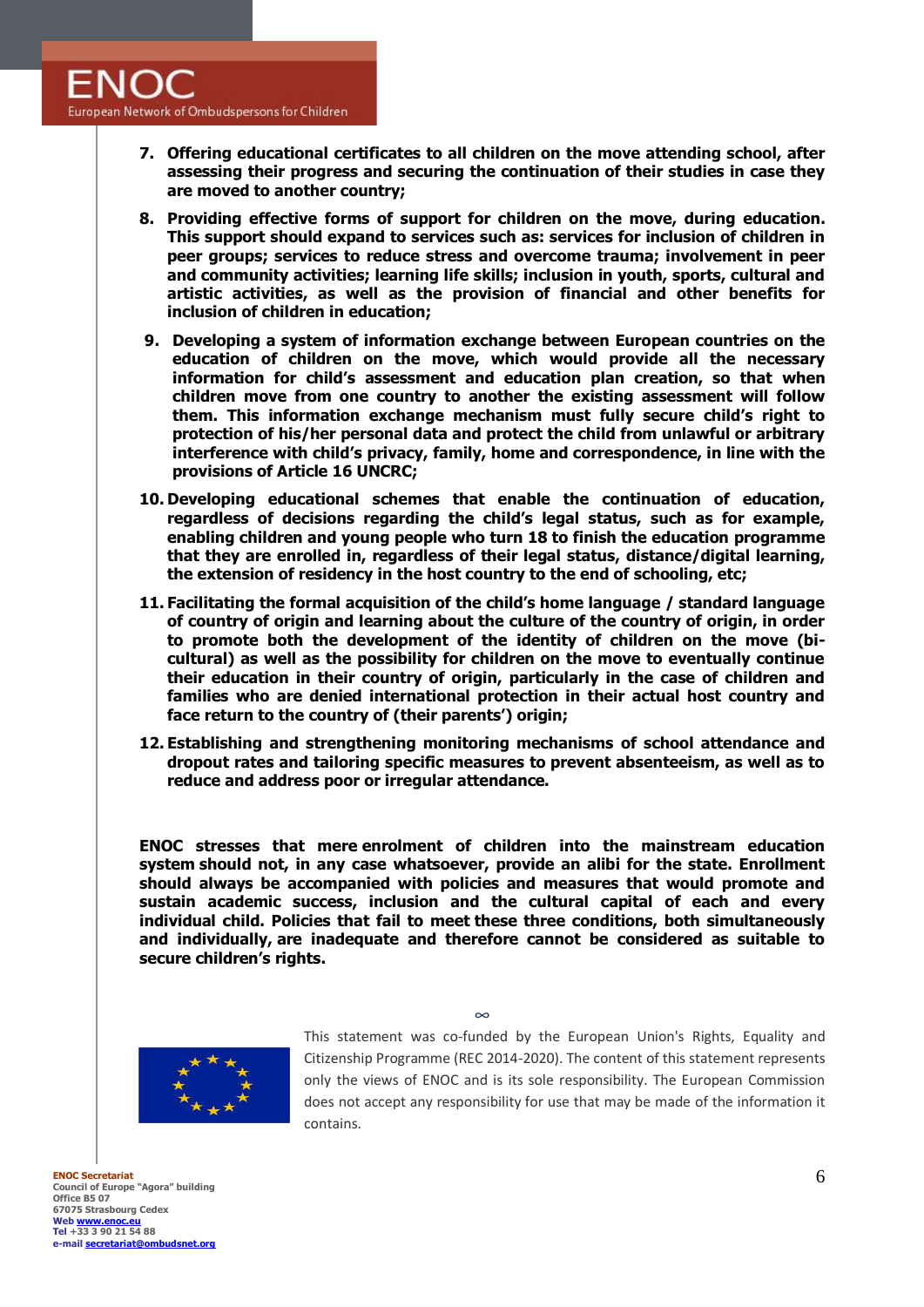7. **Offering educational certificates to all children on the move attending school, after assessing their progress and securing the continuation of their studies in case they are moved to another country;**

8. **Providing effective forms of support for children on the move, during education. This support should expand to services such as: services for inclusion of children in peer groups; services to reduce stress and overcome trauma; involvement in peer and community activities; learning life skills; inclusion in youth, sports, cultural and artistic activities, as well as the provision of financial and other benefits for inclusion of children in education;**

9. **Developing a system of information exchange between European countries on the education of children on the move, which would provide all the necessary information for child's assessment and education plan creation, so that when children move from one country to another the existing assessment will follow them. This information exchange mechanism must fully secure child's right to protection of his/her personal data and protect the child from unlawful or arbitrary interference with child's privacy, family, home and correspondence, in line with the provisions of Article 16 UNCRC;**

10. **Developing educational schemes that enable the continuation of education, regardless of decisions regarding the child's legal status, such as for example, enabling children and young people who turn 18 to finish the education programme that they are enrolled in, regardless of their legal status, distance/digital learning, the extension of residency in the host country to the end of schooling, etc;**

11. **Facilitating the formal acquisition of the child's home language / standard language of country of origin and learning about the culture of the country of origin, in order to promote both the development of the identity of children on the move (bi-cultural) as well as the possibility for children on the move to eventually continue their education in their country of origin, particularly in the case of children and families who are denied international protection in their actual host country and face return to the country of (their parents') origin;**

12. **Establishing and strengthening monitoring mechanisms of school attendance and dropout rates and tailoring specific measures to prevent absenteeism, as well as to reduce and address poor or irregular attendance.**

**ENOC stresses that mere enrolment of children into the mainstream education system should not, in any case whatsoever, provide an alibi for the state. Enrollment should always be accompanied with policies and measures that would promote and sustain academic success, inclusion and the cultural capital of each and every individual child. Policies that fail to meet these three conditions, both simultaneously and individually, are inadequate and therefore cannot be considered as suitable to secure children's rights.**

∞

This statement was co-funded by the European Union's Rights, Equality and Citizenship Programme (REC 2014-2020). The content of this statement represents only the views of ENOC and is its sole responsibility. The European Commission does not accept any responsibility for use that may be made of the information it contains.

**ENOC Secretariat**
Council of Europe "Agora" building
Office B5 07
67075 Strasbourg Cedex
Web www.enoc.eu
Tel +33 3 90 21 54 88
e-mail secretariat@ombudsnet.org